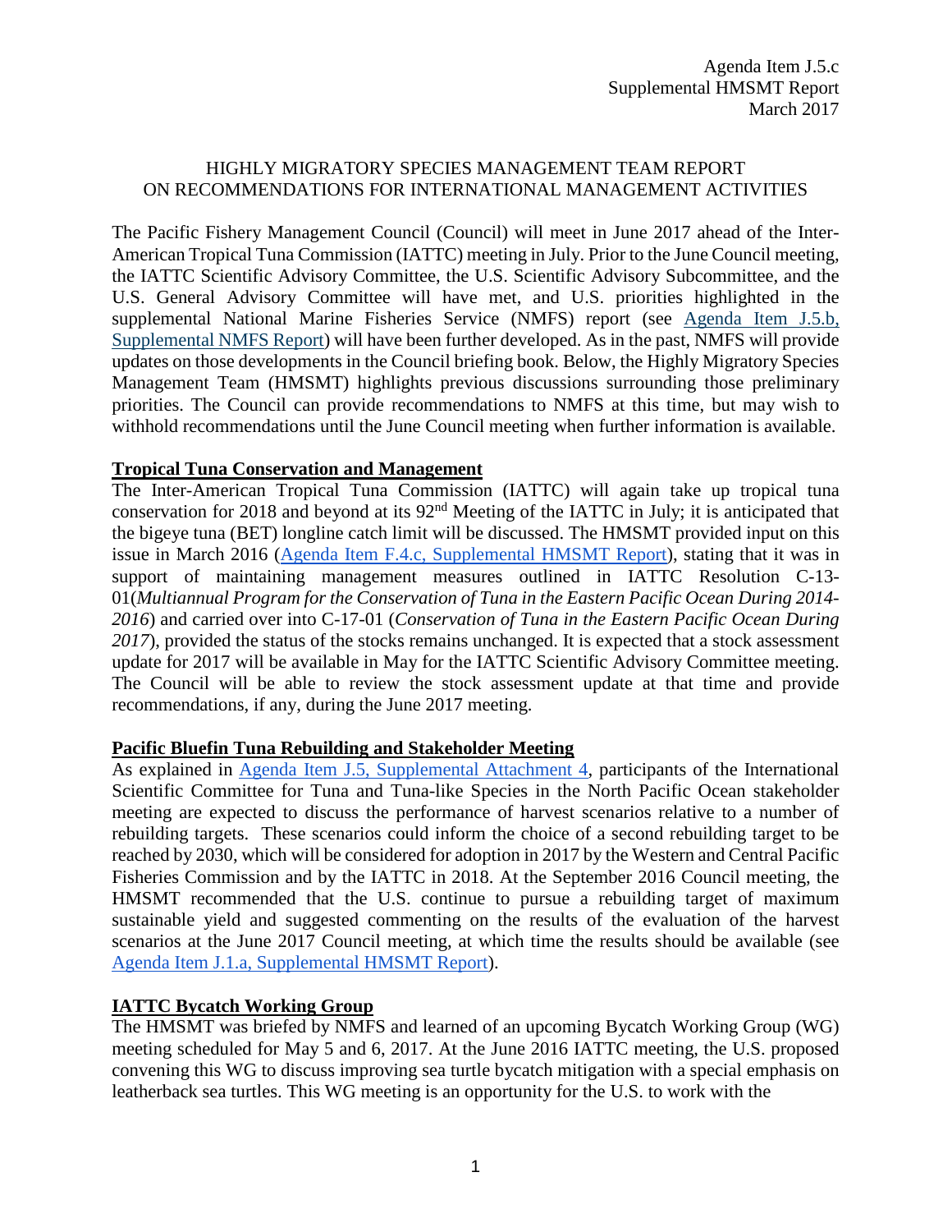Agenda Item J.5.c
Supplemental HMSMT Report
March 2017

HIGHLY MIGRATORY SPECIES MANAGEMENT TEAM REPORT ON RECOMMENDATIONS FOR INTERNATIONAL MANAGEMENT ACTIVITIES

The Pacific Fishery Management Council (Council) will meet in June 2017 ahead of the Inter-American Tropical Tuna Commission (IATTC) meeting in July. Prior to the June Council meeting, the IATTC Scientific Advisory Committee, the U.S. Scientific Advisory Subcommittee, and the U.S. General Advisory Committee will have met, and U.S. priorities highlighted in the supplemental National Marine Fisheries Service (NMFS) report (see Agenda Item J.5.b, Supplemental NMFS Report) will have been further developed. As in the past, NMFS will provide updates on those developments in the Council briefing book. Below, the Highly Migratory Species Management Team (HMSMT) highlights previous discussions surrounding those preliminary priorities. The Council can provide recommendations to NMFS at this time, but may wish to withhold recommendations until the June Council meeting when further information is available.

**Tropical Tuna Conservation and Management**

The Inter-American Tropical Tuna Commission (IATTC) will again take up tropical tuna conservation for 2018 and beyond at its 92nd Meeting of the IATTC in July; it is anticipated that the bigeye tuna (BET) longline catch limit will be discussed. The HMSMT provided input on this issue in March 2016 (Agenda Item F.4.c, Supplemental HMSMT Report), stating that it was in support of maintaining management measures outlined in IATTC Resolution C-13-01(*Multiannual Program for the Conservation of Tuna in the Eastern Pacific Ocean During 2014-2016*) and carried over into C-17-01 (*Conservation of Tuna in the Eastern Pacific Ocean During 2017*), provided the status of the stocks remains unchanged. It is expected that a stock assessment update for 2017 will be available in May for the IATTC Scientific Advisory Committee meeting. The Council will be able to review the stock assessment update at that time and provide recommendations, if any, during the June 2017 meeting.

**Pacific Bluefin Tuna Rebuilding and Stakeholder Meeting**

As explained in Agenda Item J.5, Supplemental Attachment 4, participants of the International Scientific Committee for Tuna and Tuna-like Species in the North Pacific Ocean stakeholder meeting are expected to discuss the performance of harvest scenarios relative to a number of rebuilding targets. These scenarios could inform the choice of a second rebuilding target to be reached by 2030, which will be considered for adoption in 2017 by the Western and Central Pacific Fisheries Commission and by the IATTC in 2018. At the September 2016 Council meeting, the HMSMT recommended that the U.S. continue to pursue a rebuilding target of maximum sustainable yield and suggested commenting on the results of the evaluation of the harvest scenarios at the June 2017 Council meeting, at which time the results should be available (see Agenda Item J.1.a, Supplemental HMSMT Report).

**IATTC Bycatch Working Group**

The HMSMT was briefed by NMFS and learned of an upcoming Bycatch Working Group (WG) meeting scheduled for May 5 and 6, 2017. At the June 2016 IATTC meeting, the U.S. proposed convening this WG to discuss improving sea turtle bycatch mitigation with a special emphasis on leatherback sea turtles. This WG meeting is an opportunity for the U.S. to work with the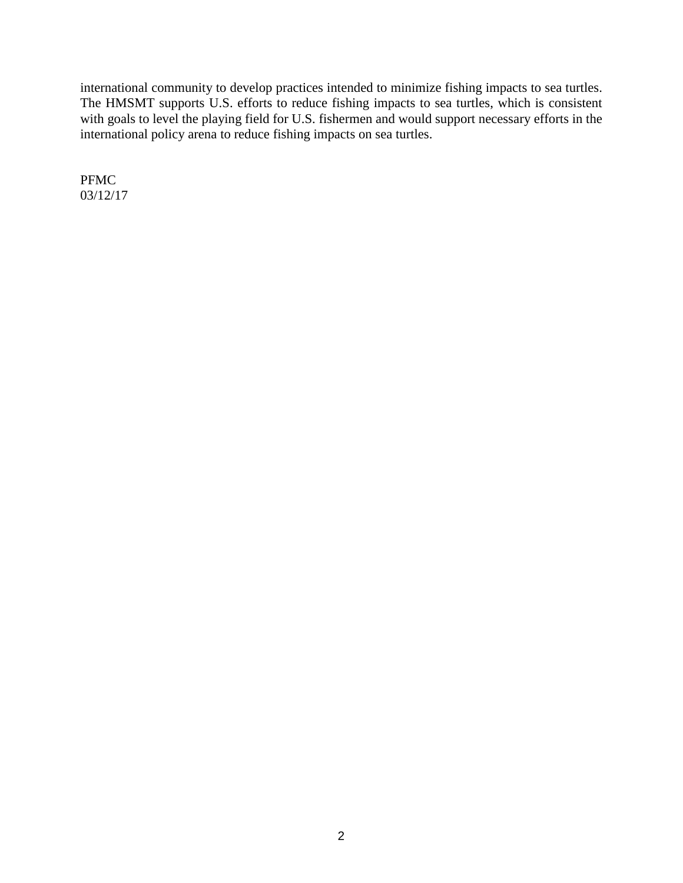international community to develop practices intended to minimize fishing impacts to sea turtles. The HMSMT supports U.S. efforts to reduce fishing impacts to sea turtles, which is consistent with goals to level the playing field for U.S. fishermen and would support necessary efforts in the international policy arena to reduce fishing impacts on sea turtles.

PFMC
03/12/17